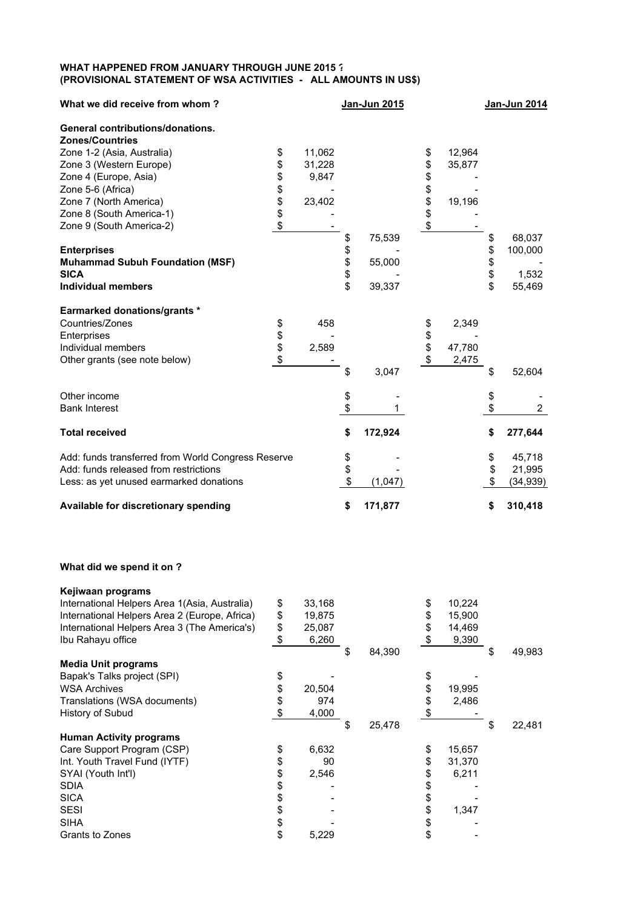**WHAT HAPPENED FROM JANUARY THROUGH JUNE 2015 ?**
**(PROVISIONAL STATEMENT OF WSA ACTIVITIES - ALL AMOUNTS IN US$)**

| What we did receive from whom ? | | Jan-Jun 2015 | | Jan-Jun 2014 |
|---|---|---|---|---|
| **General contributions/donations.** | | | | |
| **Zones/Countries** | | | | |
| Zone 1-2 (Asia, Australia) | $ 11,062 | | $ 12,964 | |
| Zone 3 (Western Europe) | $ 31,228 | | $ 35,877 | |
| Zone 4 (Europe, Asia) | $ 9,847 | | $ - | |
| Zone 5-6 (Africa) | $ - | | $ - | |
| Zone 7 (North America) | $ 23,402 | | $ 19,196 | |
| Zone 8 (South America-1) | $ - | | $ - | |
| Zone 9 (South America-2) | $ - | $ 75,539 | $ - | $ 68,037 |
| **Enterprises** | | $ - | | $ 100,000 |
| **Muhammad Subuh Foundation (MSF)** | | $ 55,000 | | $ - |
| **SICA** | | $ - | | $ 1,532 |
| **Individual members** | | $ 39,337 | | $ 55,469 |
| **Earmarked donations/grants \*** | | | | |
| Countries/Zones | $ 458 | | $ 2,349 | |
| Enterprises | $ - | | $ - | |
| Individual members | $ 2,589 | | $ 47,780 | |
| Other grants (see note below) | $ - | $ 3,047 | $ 2,475 | $ 52,604 |
| Other income | | $ - | | $ - |
| Bank Interest | | $ 1 | | $ 2 |
| **Total received** | | **$ 172,924** | | **$ 277,644** |
| Add: funds transferred from World Congress Reserve | | $ - | | $ 45,718 |
| Add: funds released from restrictions | | $ - | | $ 21,995 |
| Less: as yet unused earmarked donations | | $ (1,047) | | $ (34,939) |
| **Available for discretionary spending** | | **$ 171,877** | | **$ 310,418** |

**What did we spend it on ?**

| | | Jan-Jun 2015 | | Jan-Jun 2014 |
|---|---|---|---|---|
| **Kejiwaan programs** | | | | |
| International Helpers Area 1(Asia, Australia) | $ 33,168 | | $ 10,224 | |
| International Helpers Area 2 (Europe, Africa) | $ 19,875 | | $ 15,900 | |
| International Helpers Area 3 (The America's) | $ 25,087 | | $ 14,469 | |
| Ibu Rahayu office | $ 6,260 | $ 84,390 | $ 9,390 | $ 49,983 |
| **Media Unit programs** | | | | |
| Bapak's Talks project (SPI) | $ - | | $ - | |
| WSA Archives | $ 20,504 | | $ 19,995 | |
| Translations (WSA documents) | $ 974 | | $ 2,486 | |
| History of Subud | $ 4,000 | $ 25,478 | $ - | $ 22,481 |
| **Human Activity programs** | | | | |
| Care Support Program (CSP) | $ 6,632 | | $ 15,657 | |
| Int. Youth Travel Fund (IYTF) | $ 90 | | $ 31,370 | |
| SYAI (Youth Int'l) | $ 2,546 | | $ 6,211 | |
| SDIA | $ - | | $ - | |
| SICA | $ - | | $ - | |
| SESI | $ - | | $ 1,347 | |
| SIHA | $ - | | $ - | |
| Grants to Zones | $ 5,229 | | $ - | |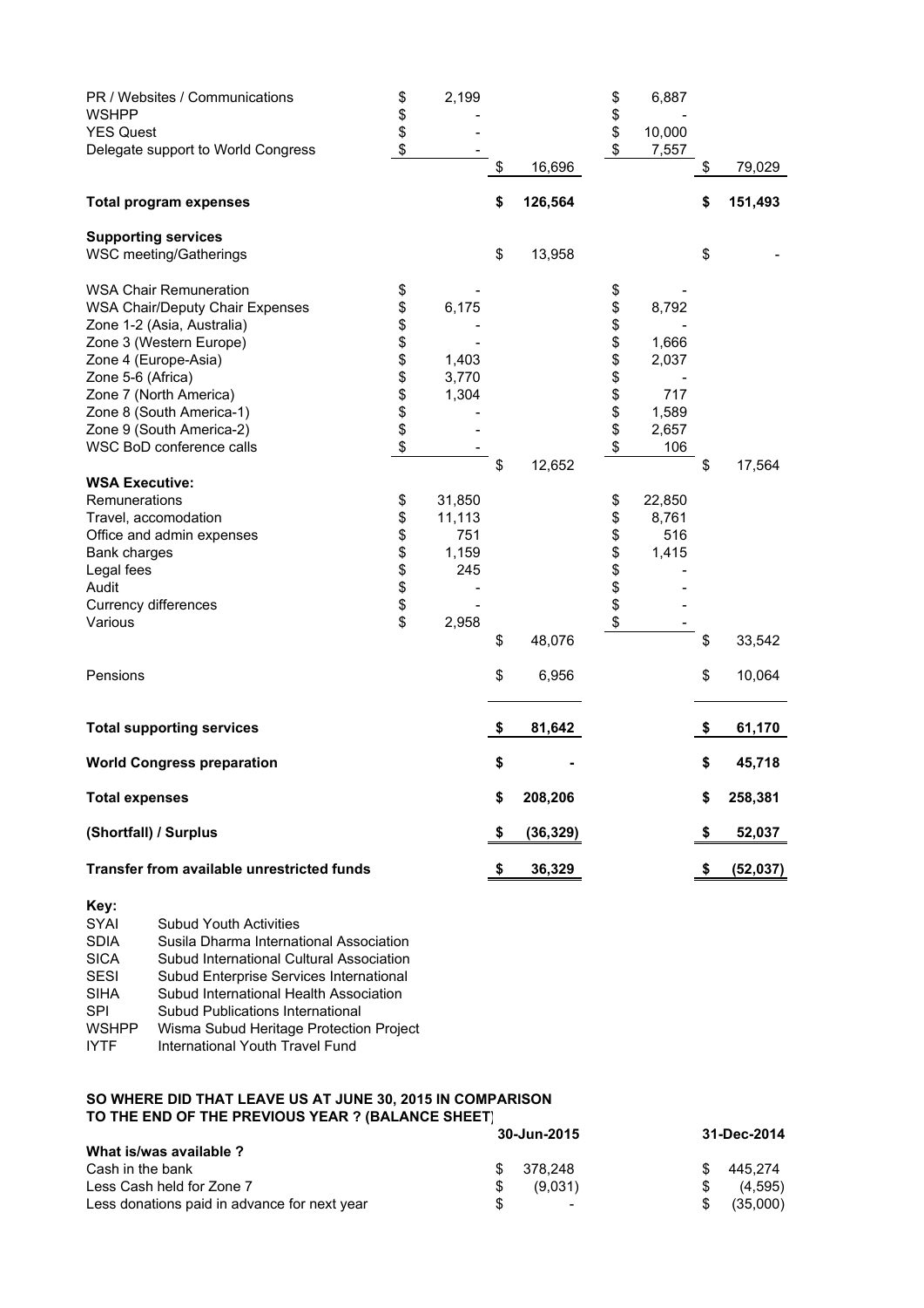| | | | | |
|---|---|---|---|---|
| PR / Websites / Communications | $ 2,199 | | $ 6,887 | |
| WSHPP | $ - | | $ - | |
| YES Quest | $ - | | $ 10,000 | |
| Delegate support to World Congress | $ - | | $ 7,557 | |
| | | $ 16,696 | | $ 79,029 |
| **Total program expenses** | | **$ 126,564** | | **$ 151,493** |
| **Supporting services** | | | | |
| WSC meeting/Gatherings | | $ 13,958 | | $ - |
| WSA Chair Remuneration | $ - | | $ - | |
| WSA Chair/Deputy Chair Expenses | $ 6,175 | | $ 8,792 | |
| Zone 1-2 (Asia, Australia) | $ - | | $ - | |
| Zone 3 (Western Europe) | $ - | | $ 1,666 | |
| Zone 4 (Europe-Asia) | $ 1,403 | | $ 2,037 | |
| Zone 5-6 (Africa) | $ 3,770 | | $ - | |
| Zone 7 (North America) | $ 1,304 | | $ 717 | |
| Zone 8 (South America-1) | $ - | | $ 1,589 | |
| Zone 9 (South America-2) | $ - | | $ 2,657 | |
| WSC BoD conference calls | $ - | | $ 106 | |
| | | $ 12,652 | | $ 17,564 |
| **WSA Executive:** | | | | |
| Remunerations | $ 31,850 | | $ 22,850 | |
| Travel, accomodation | $ 11,113 | | $ 8,761 | |
| Office and admin expenses | $ 751 | | $ 516 | |
| Bank charges | $ 1,159 | | $ 1,415 | |
| Legal fees | $ 245 | | $ - | |
| Audit | $ - | | $ - | |
| Currency differences | $ - | | $ - | |
| Various | $ 2,958 | | $ - | |
| | | $ 48,076 | | $ 33,542 |
| Pensions | | $ 6,956 | | $ 10,064 |
| **Total supporting services** | | **$ 81,642** | | **$ 61,170** |
| **World Congress preparation** | | **$ -** | | **$ 45,718** |
| **Total expenses** | | **$ 208,206** | | **$ 258,381** |
| **(Shortfall) / Surplus** | | **$ (36,329)** | | **$ 52,037** |
| **Transfer from available unrestricted funds** | | **$ 36,329** | | **$ (52,037)** |

**Key:**

| | |
|---|---|
| SYAI | Subud Youth Activities |
| SDIA | Susila Dharma International Association |
| SICA | Subud International Cultural Association |
| SESI | Subud Enterprise Services International |
| SIHA | Subud International Health Association |
| SPI | Subud Publications International |
| WSHPP | Wisma Subud Heritage Protection Project |
| IYTF | International Youth Travel Fund |

**SO WHERE DID THAT LEAVE US AT JUNE 30, 2015 IN COMPARISON TO THE END OF THE PREVIOUS YEAR ? (BALANCE SHEET)**

| | 30-Jun-2015 | 31-Dec-2014 |
|---|---|---|
| **What is/was available ?** | | |
| Cash in the bank | $ 378,248 | $ 445,274 |
| Less Cash held for Zone 7 | $ (9,031) | $ (4,595) |
| Less donations paid in advance for next year | $ - | $ (35,000) |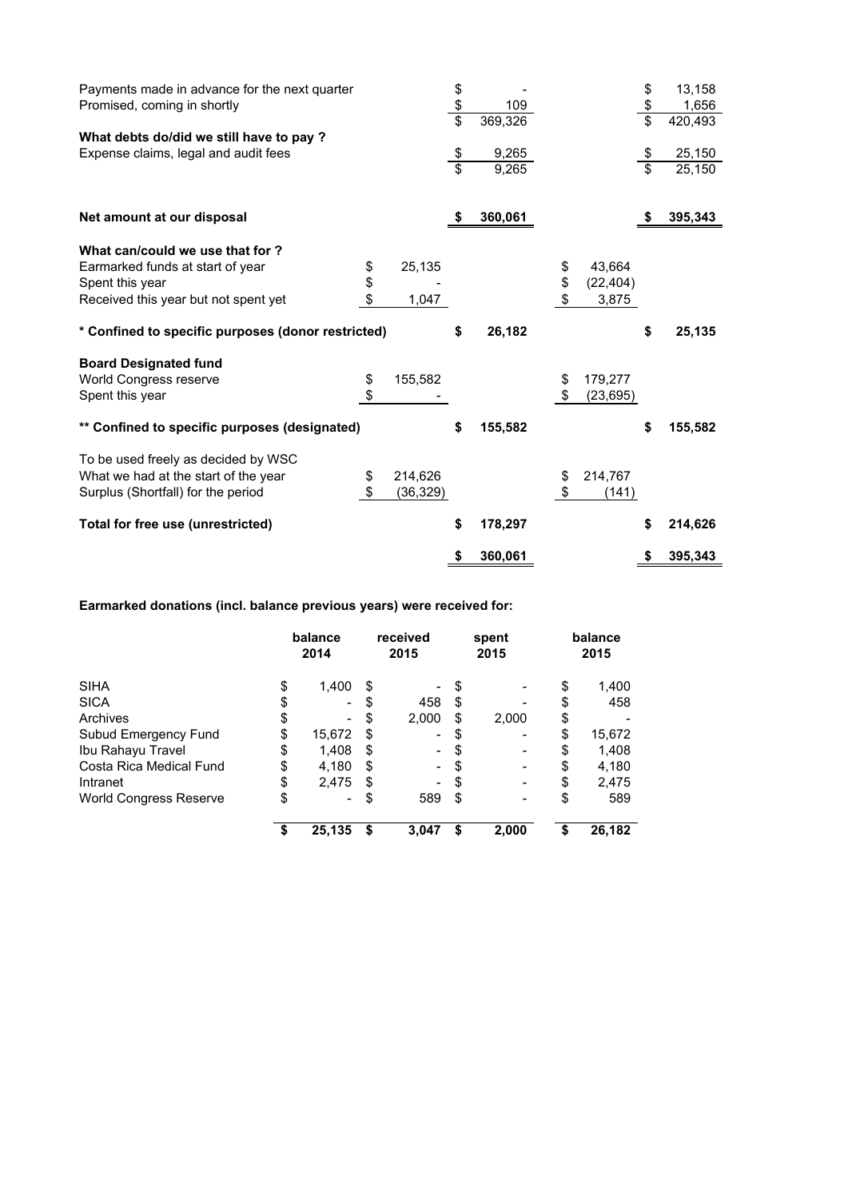| | | | | |
|---|---|---|---|---|
| Payments made in advance for the next quarter | | $ - | | $ 13,158 |
| Promised, coming in shortly | | $ 109 | | $ 1,656 |
| | | $ 369,326 | | $ 420,493 |
| **What debts do/did we still have to pay ?** | | | | |
| Expense claims, legal and audit fees | | $ 9,265 | | $ 25,150 |
| | | $ 9,265 | | $ 25,150 |
| **Net amount at our disposal** | | **$ 360,061** | | **$ 395,343** |
| **What can/could we use that for ?** | | | | |
| Earmarked funds at start of year | $ 25,135 | | $ 43,664 | |
| Spent this year | $ - | | $ (22,404) | |
| Received this year but not spent yet | $ 1,047 | | $ 3,875 | |
| **\* Confined to specific purposes (donor restricted)** | | **$ 26,182** | | **$ 25,135** |
| **Board Designated fund** | | | | |
| World Congress reserve | $ 155,582 | | $ 179,277 | |
| Spent this year | $ - | | $ (23,695) | |
| **\*\* Confined to specific purposes (designated)** | | **$ 155,582** | | **$ 155,582** |
| To be used freely as decided by WSC | | | | |
| What we had at the start of the year | $ 214,626 | | $ 214,767 | |
| Surplus (Shortfall) for the period | $ (36,329) | | $ (141) | |
| **Total for free use (unrestricted)** | | **$ 178,297** | | **$ 214,626** |
| | | **$ 360,061** | | **$ 395,343** |

**Earmarked donations (incl. balance previous years) were received for:**

| | balance 2014 | received 2015 | spent 2015 | balance 2015 |
|---|---|---|---|---|
| SIHA | $ 1,400 | $ - | $ - | $ 1,400 |
| SICA | $ - | $ 458 | $ - | $ 458 |
| Archives | $ - | $ 2,000 | $ 2,000 | $ - |
| Subud Emergency Fund | $ 15,672 | $ - | $ - | $ 15,672 |
| Ibu Rahayu Travel | $ 1,408 | $ - | $ - | $ 1,408 |
| Costa Rica Medical Fund | $ 4,180 | $ - | $ - | $ 4,180 |
| Intranet | $ 2,475 | $ - | $ - | $ 2,475 |
| World Congress Reserve | $ - | $ 589 | $ - | $ 589 |
| | **$ 25,135** | **$ 3,047** | **$ 2,000** | **$ 26,182** |